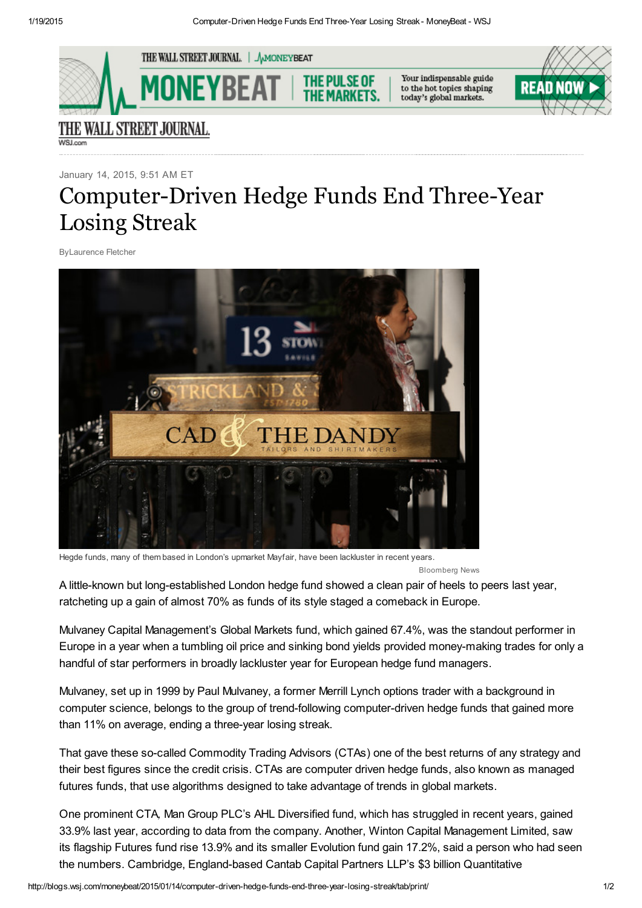January 14, 2015, 9:51 AM ET

# Computer-Driven Hedge Funds End Three-Year Losing Streak

ByLaurence Fletcher

Hegde funds, many of them based in London's upmarket Mayfair, have been lackluster in recent years.

Bloomberg News

A little-known but long-established London hedge fund showed a clean pair of heels to peers last year, ratcheting up a gain of almost 70% as funds of its style staged a comeback in Europe.

Mulvaney Capital Management's Global Markets fund, which gained 67.4%, was the standout performer in Europe in a year when a tumbling oil price and sinking bond yields provided money-making trades for only a handful of star performers in broadly lackluster year for European hedge fund managers.

Mulvaney, set up in 1999 by Paul Mulvaney, a former Merrill Lynch options trader with a background in computer science, belongs to the group of trend-following computer-driven hedge funds that gained more than 11% on average, ending a three-year losing streak.

That gave these so-called Commodity Trading Advisors (CTAs) one of the best returns of any strategy and their best figures since the credit crisis. CTAs are computer driven hedge funds, also known as managed futures funds, that use algorithms designed to take advantage of trends in global markets.

One prominent CTA, Man Group PLC's AHL Diversified fund, which has struggled in recent years, gained 33.9% last year, according to data from the company. Another, Winton Capital Management Limited, saw its flagship Futures fund rise 13.9% and its smaller Evolution fund gain 17.2%, said a person who had seen the numbers. Cambridge, England-based Cantab Capital Partners LLP's $3 billion Quantitative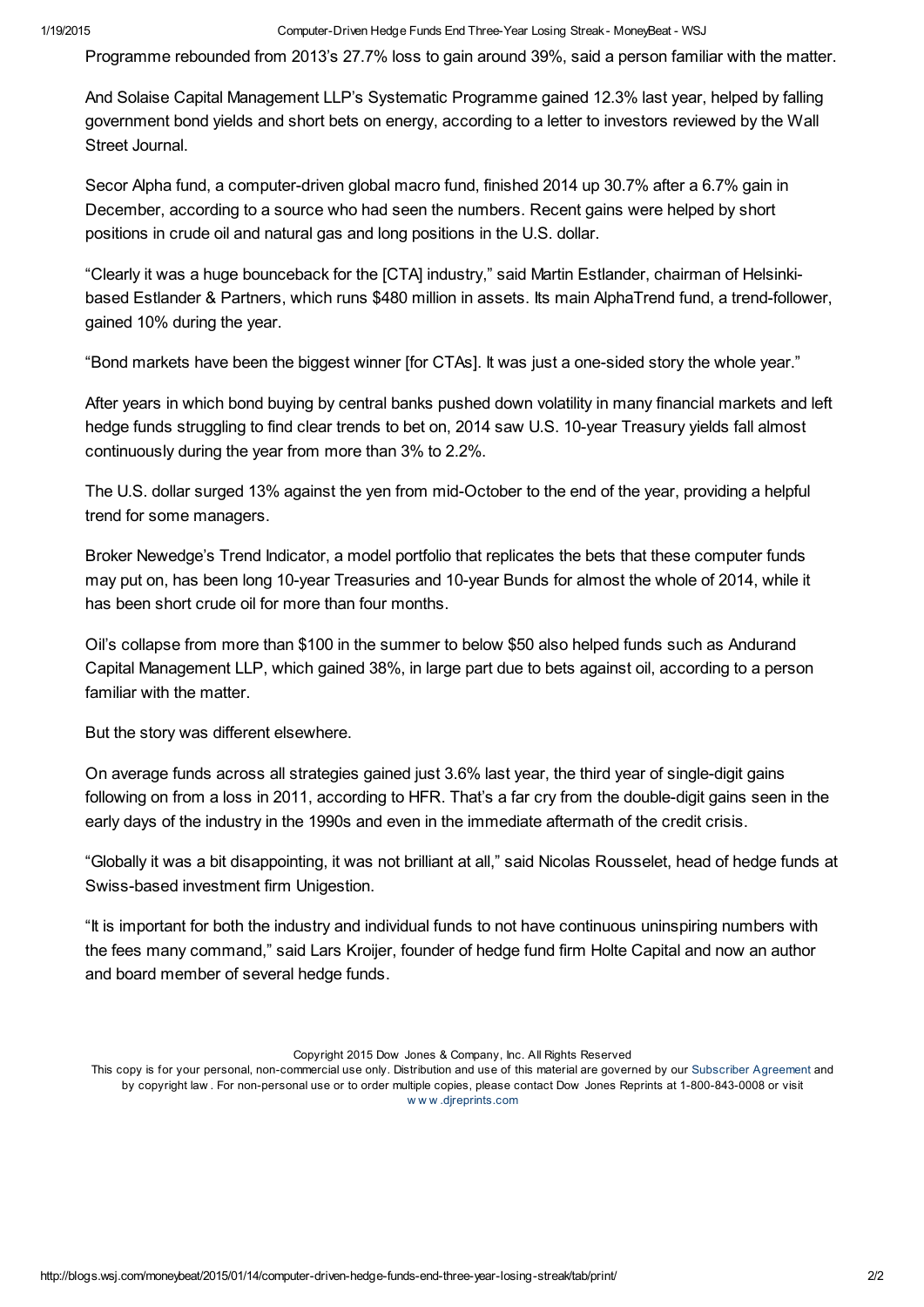Programme rebounded from 2013's 27.7% loss to gain around 39%, said a person familiar with the matter.

And Solaise Capital Management LLP's Systematic Programme gained 12.3% last year, helped by falling government bond yields and short bets on energy, according to a letter to investors reviewed by the Wall Street Journal.

Secor Alpha fund, a computer-driven global macro fund, finished 2014 up 30.7% after a 6.7% gain in December, according to a source who had seen the numbers. Recent gains were helped by short positions in crude oil and natural gas and long positions in the U.S. dollar.

"Clearly it was a huge bounceback for the [CTA] industry," said Martin Estlander, chairman of Helsinki-based Estlander & Partners, which runs $480 million in assets. Its main AlphaTrend fund, a trend-follower, gained 10% during the year.

"Bond markets have been the biggest winner [for CTAs]. It was just a one-sided story the whole year."

After years in which bond buying by central banks pushed down volatility in many financial markets and left hedge funds struggling to find clear trends to bet on, 2014 saw U.S. 10-year Treasury yields fall almost continuously during the year from more than 3% to 2.2%.

The U.S. dollar surged 13% against the yen from mid-October to the end of the year, providing a helpful trend for some managers.

Broker Newedge's Trend Indicator, a model portfolio that replicates the bets that these computer funds may put on, has been long 10-year Treasuries and 10-year Bunds for almost the whole of 2014, while it has been short crude oil for more than four months.

Oil's collapse from more than $100 in the summer to below $50 also helped funds such as Andurand Capital Management LLP, which gained 38%, in large part due to bets against oil, according to a person familiar with the matter.

But the story was different elsewhere.

On average funds across all strategies gained just 3.6% last year, the third year of single-digit gains following on from a loss in 2011, according to HFR. That's a far cry from the double-digit gains seen in the early days of the industry in the 1990s and even in the immediate aftermath of the credit crisis.

"Globally it was a bit disappointing, it was not brilliant at all," said Nicolas Rousselet, head of hedge funds at Swiss-based investment firm Unigestion.

"It is important for both the industry and individual funds to not have continuous uninspiring numbers with the fees many command," said Lars Kroijer, founder of hedge fund firm Holte Capital and now an author and board member of several hedge funds.

Copyright 2015 Dow Jones & Company, Inc. All Rights Reserved

This copy is for your personal, non-commercial use only. Distribution and use of this material are governed by our Subscriber Agreement and by copyright law. For non-personal use or to order multiple copies, please contact Dow Jones Reprints at 1-800-843-0008 or visit www.djreprints.com